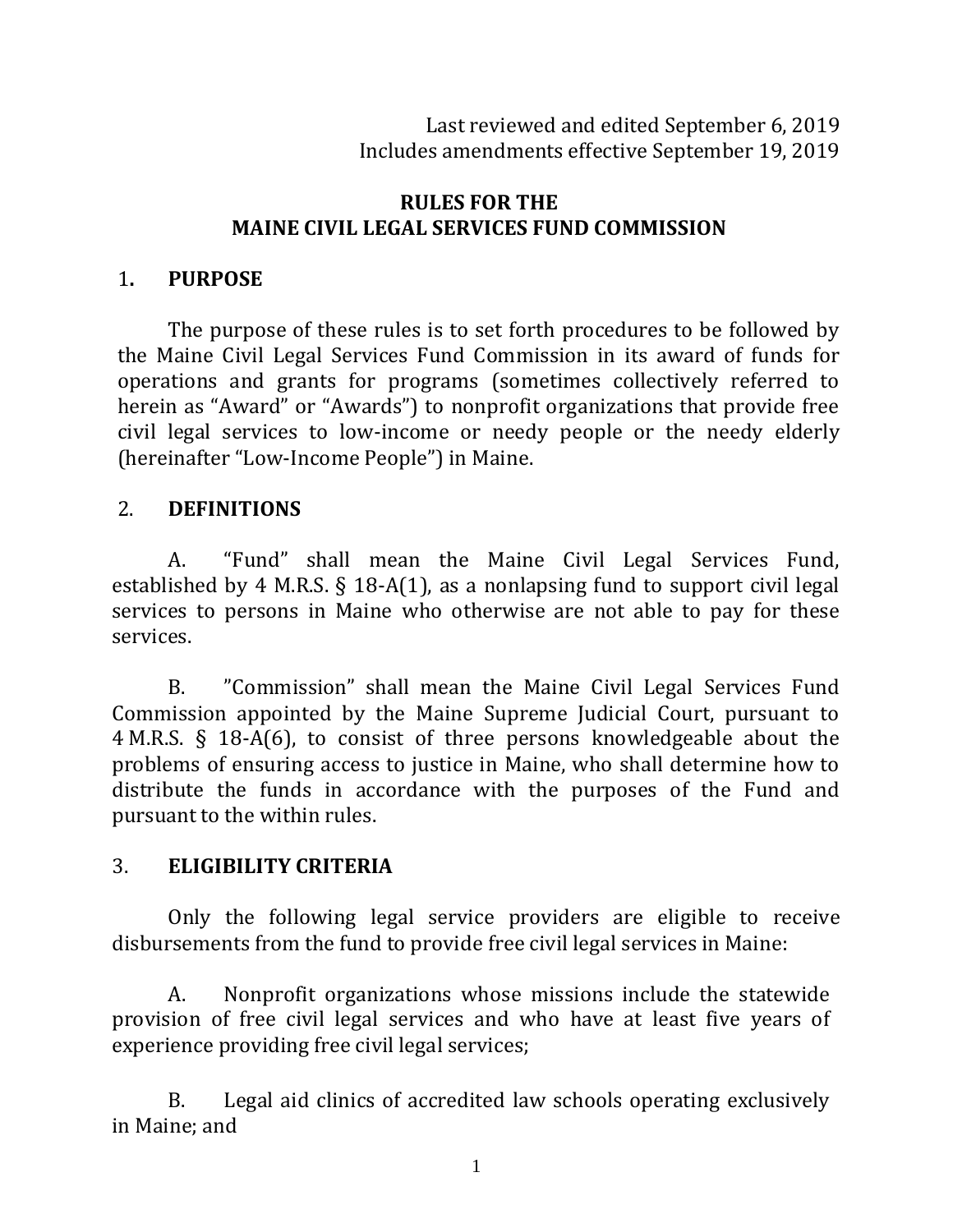Last reviewed and edited September 6, 2019
Includes amendments effective September 19, 2019

# RULES FOR THE MAINE CIVIL LEGAL SERVICES FUND COMMISSION

## 1. PURPOSE

The purpose of these rules is to set forth procedures to be followed by the Maine Civil Legal Services Fund Commission in its award of funds for operations and grants for programs (sometimes collectively referred to herein as "Award" or "Awards") to nonprofit organizations that provide free civil legal services to low-income or needy people or the needy elderly (hereinafter "Low-Income People") in Maine.

## 2. DEFINITIONS

A. "Fund" shall mean the Maine Civil Legal Services Fund, established by 4 M.R.S. § 18-A(1), as a nonlapsing fund to support civil legal services to persons in Maine who otherwise are not able to pay for these services.

B. "Commission" shall mean the Maine Civil Legal Services Fund Commission appointed by the Maine Supreme Judicial Court, pursuant to 4 M.R.S. § 18-A(6), to consist of three persons knowledgeable about the problems of ensuring access to justice in Maine, who shall determine how to distribute the funds in accordance with the purposes of the Fund and pursuant to the within rules.

## 3. ELIGIBILITY CRITERIA

Only the following legal service providers are eligible to receive disbursements from the fund to provide free civil legal services in Maine:

A. Nonprofit organizations whose missions include the statewide provision of free civil legal services and who have at least five years of experience providing free civil legal services;

B. Legal aid clinics of accredited law schools operating exclusively in Maine; and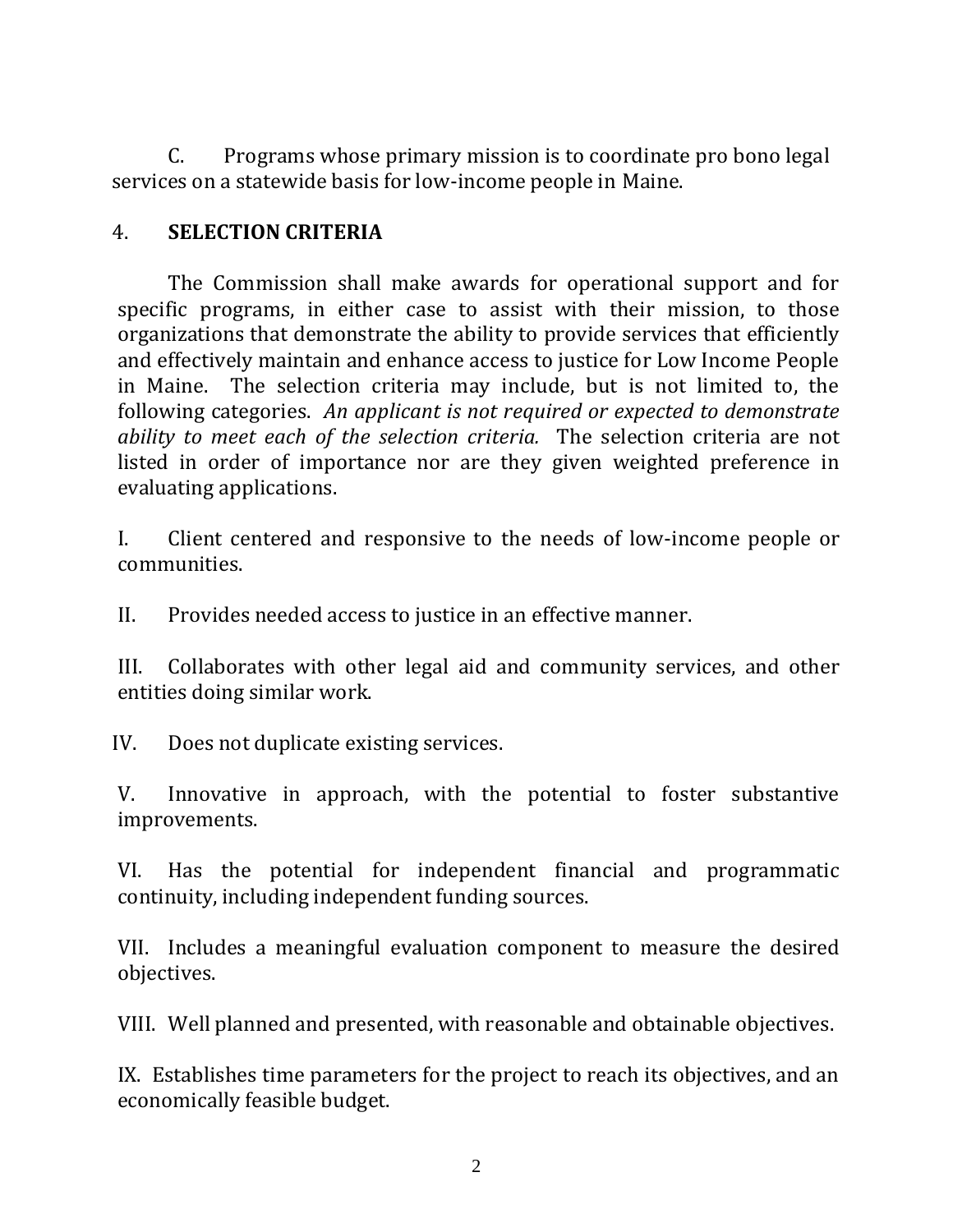C. Programs whose primary mission is to coordinate pro bono legal services on a statewide basis for low-income people in Maine.

## 4. SELECTION CRITERIA

The Commission shall make awards for operational support and for specific programs, in either case to assist with their mission, to those organizations that demonstrate the ability to provide services that efficiently and effectively maintain and enhance access to justice for Low Income People in Maine. The selection criteria may include, but is not limited to, the following categories. *An applicant is not required or expected to demonstrate ability to meet each of the selection criteria.* The selection criteria are not listed in order of importance nor are they given weighted preference in evaluating applications.

I. Client centered and responsive to the needs of low-income people or communities.

II. Provides needed access to justice in an effective manner.

III. Collaborates with other legal aid and community services, and other entities doing similar work.

IV. Does not duplicate existing services.

V. Innovative in approach, with the potential to foster substantive improvements.

VI. Has the potential for independent financial and programmatic continuity, including independent funding sources.

VII. Includes a meaningful evaluation component to measure the desired objectives.

VIII. Well planned and presented, with reasonable and obtainable objectives.

IX. Establishes time parameters for the project to reach its objectives, and an economically feasible budget.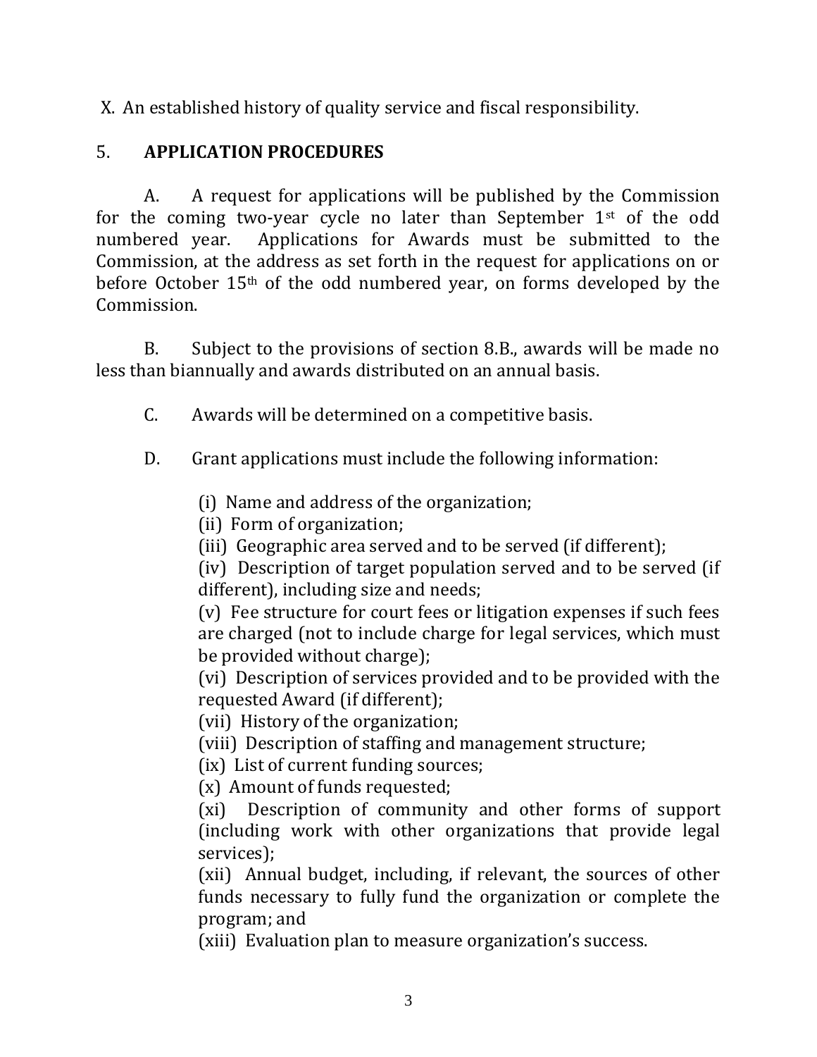X. An established history of quality service and fiscal responsibility.

## 5. APPLICATION PROCEDURES

A. A request for applications will be published by the Commission for the coming two-year cycle no later than September 1st of the odd numbered year. Applications for Awards must be submitted to the Commission, at the address as set forth in the request for applications on or before October 15th of the odd numbered year, on forms developed by the Commission.

B. Subject to the provisions of section 8.B., awards will be made no less than biannually and awards distributed on an annual basis.

C. Awards will be determined on a competitive basis.

D. Grant applications must include the following information:

(i) Name and address of the organization;
(ii) Form of organization;
(iii) Geographic area served and to be served (if different);
(iv) Description of target population served and to be served (if different), including size and needs;
(v) Fee structure for court fees or litigation expenses if such fees are charged (not to include charge for legal services, which must be provided without charge);
(vi) Description of services provided and to be provided with the requested Award (if different);
(vii) History of the organization;
(viii) Description of staffing and management structure;
(ix) List of current funding sources;
(x) Amount of funds requested;
(xi) Description of community and other forms of support (including work with other organizations that provide legal services);
(xii) Annual budget, including, if relevant, the sources of other funds necessary to fully fund the organization or complete the program; and
(xiii) Evaluation plan to measure organization's success.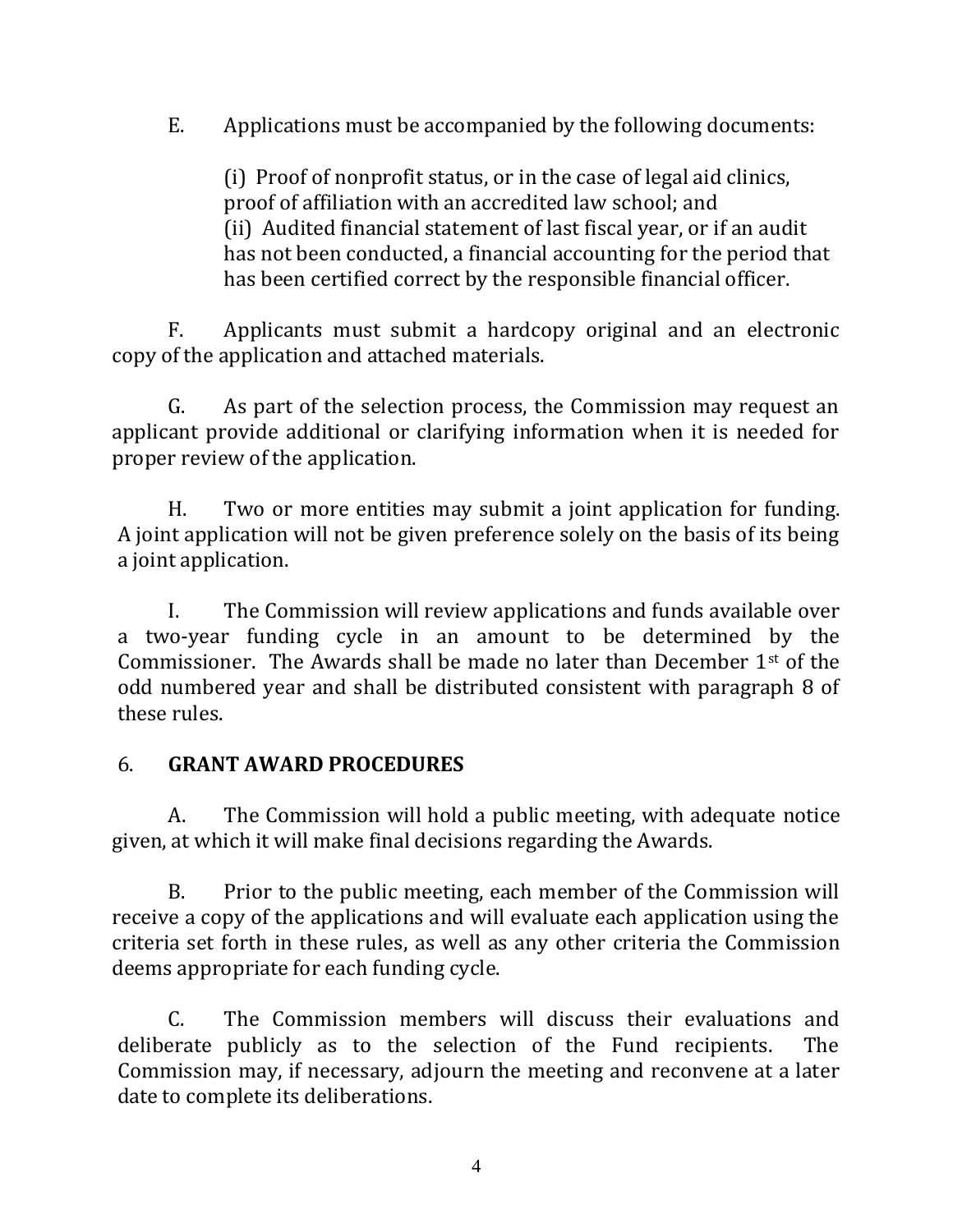E. Applications must be accompanied by the following documents:

(i) Proof of nonprofit status, or in the case of legal aid clinics, proof of affiliation with an accredited law school; and
(ii) Audited financial statement of last fiscal year, or if an audit has not been conducted, a financial accounting for the period that has been certified correct by the responsible financial officer.

F. Applicants must submit a hardcopy original and an electronic copy of the application and attached materials.

G. As part of the selection process, the Commission may request an applicant provide additional or clarifying information when it is needed for proper review of the application.

H. Two or more entities may submit a joint application for funding. A joint application will not be given preference solely on the basis of its being a joint application.

I. The Commission will review applications and funds available over a two-year funding cycle in an amount to be determined by the Commissioner. The Awards shall be made no later than December 1st of the odd numbered year and shall be distributed consistent with paragraph 8 of these rules.

## 6. GRANT AWARD PROCEDURES

A. The Commission will hold a public meeting, with adequate notice given, at which it will make final decisions regarding the Awards.

B. Prior to the public meeting, each member of the Commission will receive a copy of the applications and will evaluate each application using the criteria set forth in these rules, as well as any other criteria the Commission deems appropriate for each funding cycle.

C. The Commission members will discuss their evaluations and deliberate publicly as to the selection of the Fund recipients. The Commission may, if necessary, adjourn the meeting and reconvene at a later date to complete its deliberations.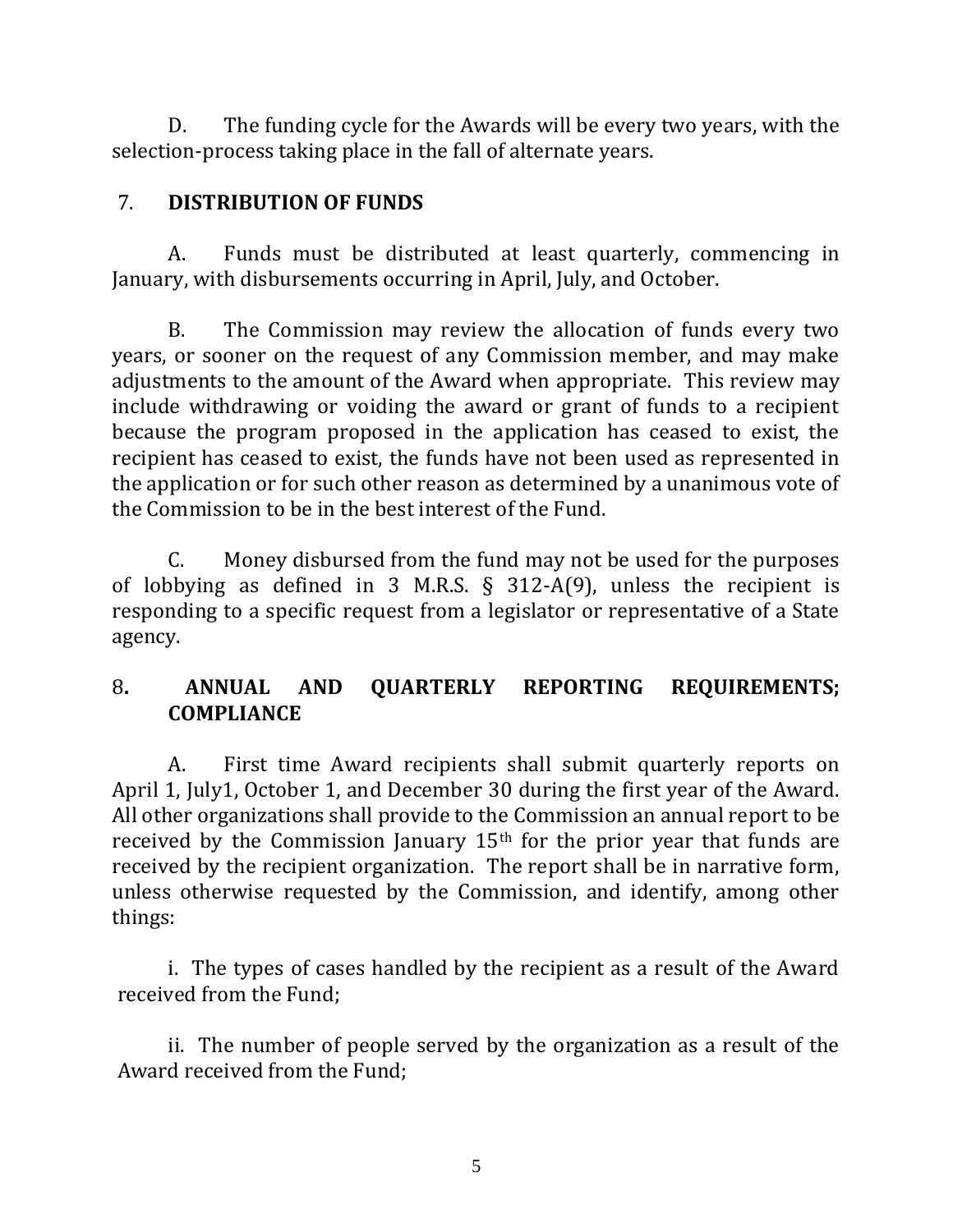D. The funding cycle for the Awards will be every two years, with the selection-process taking place in the fall of alternate years.

## 7. DISTRIBUTION OF FUNDS

A. Funds must be distributed at least quarterly, commencing in January, with disbursements occurring in April, July, and October.

B. The Commission may review the allocation of funds every two years, or sooner on the request of any Commission member, and may make adjustments to the amount of the Award when appropriate. This review may include withdrawing or voiding the award or grant of funds to a recipient because the program proposed in the application has ceased to exist, the recipient has ceased to exist, the funds have not been used as represented in the application or for such other reason as determined by a unanimous vote of the Commission to be in the best interest of the Fund.

C. Money disbursed from the fund may not be used for the purposes of lobbying as defined in 3 M.R.S. § 312-A(9), unless the recipient is responding to a specific request from a legislator or representative of a State agency.

## 8. ANNUAL AND QUARTERLY REPORTING REQUIREMENTS; COMPLIANCE

A. First time Award recipients shall submit quarterly reports on April 1, July1, October 1, and December 30 during the first year of the Award. All other organizations shall provide to the Commission an annual report to be received by the Commission January 15th for the prior year that funds are received by the recipient organization. The report shall be in narrative form, unless otherwise requested by the Commission, and identify, among other things:

i. The types of cases handled by the recipient as a result of the Award received from the Fund;

ii. The number of people served by the organization as a result of the Award received from the Fund;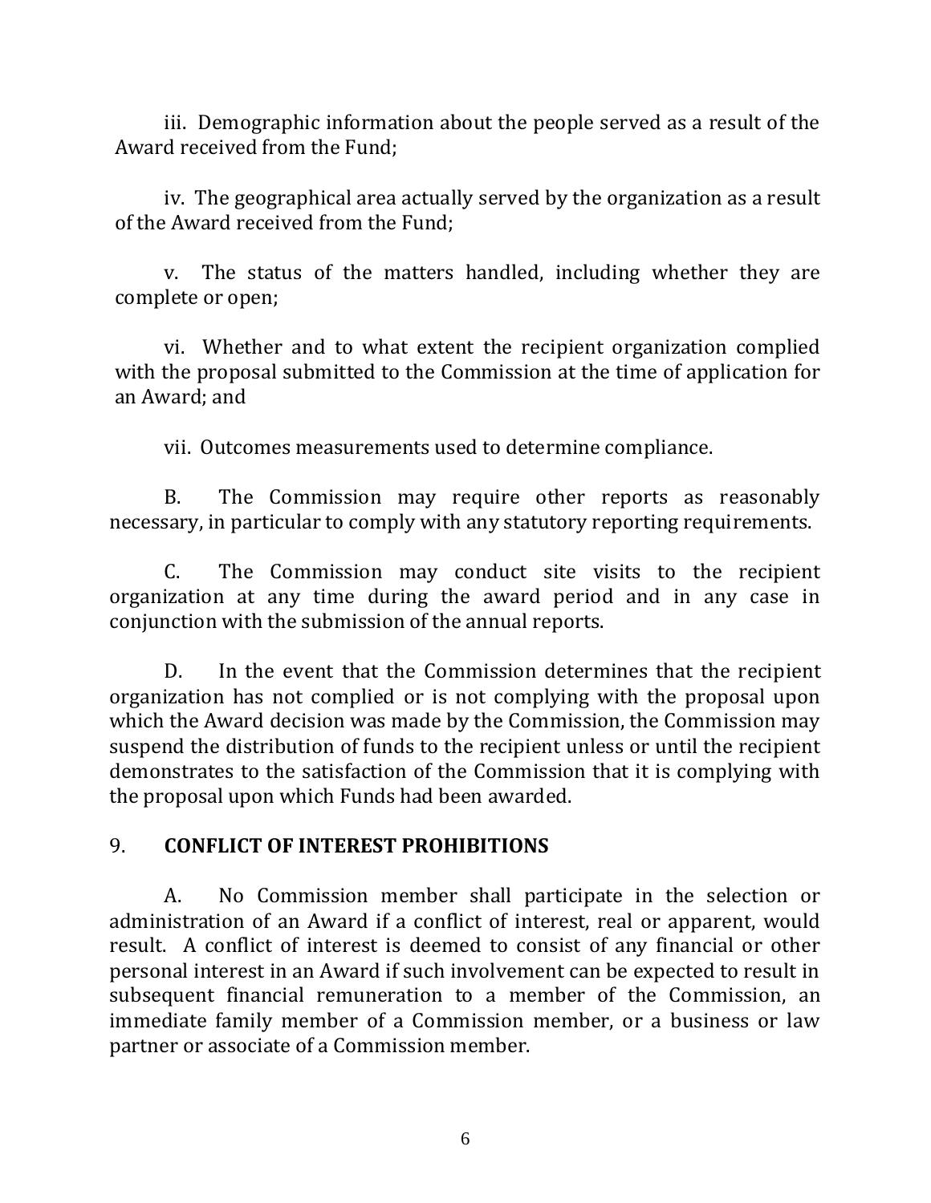iii. Demographic information about the people served as a result of the Award received from the Fund;

iv. The geographical area actually served by the organization as a result of the Award received from the Fund;

v. The status of the matters handled, including whether they are complete or open;

vi. Whether and to what extent the recipient organization complied with the proposal submitted to the Commission at the time of application for an Award; and

vii. Outcomes measurements used to determine compliance.

B. The Commission may require other reports as reasonably necessary, in particular to comply with any statutory reporting requirements.

C. The Commission may conduct site visits to the recipient organization at any time during the award period and in any case in conjunction with the submission of the annual reports.

D. In the event that the Commission determines that the recipient organization has not complied or is not complying with the proposal upon which the Award decision was made by the Commission, the Commission may suspend the distribution of funds to the recipient unless or until the recipient demonstrates to the satisfaction of the Commission that it is complying with the proposal upon which Funds had been awarded.

## 9. **CONFLICT OF INTEREST PROHIBITIONS**

A. No Commission member shall participate in the selection or administration of an Award if a conflict of interest, real or apparent, would result. A conflict of interest is deemed to consist of any financial or other personal interest in an Award if such involvement can be expected to result in subsequent financial remuneration to a member of the Commission, an immediate family member of a Commission member, or a business or law partner or associate of a Commission member.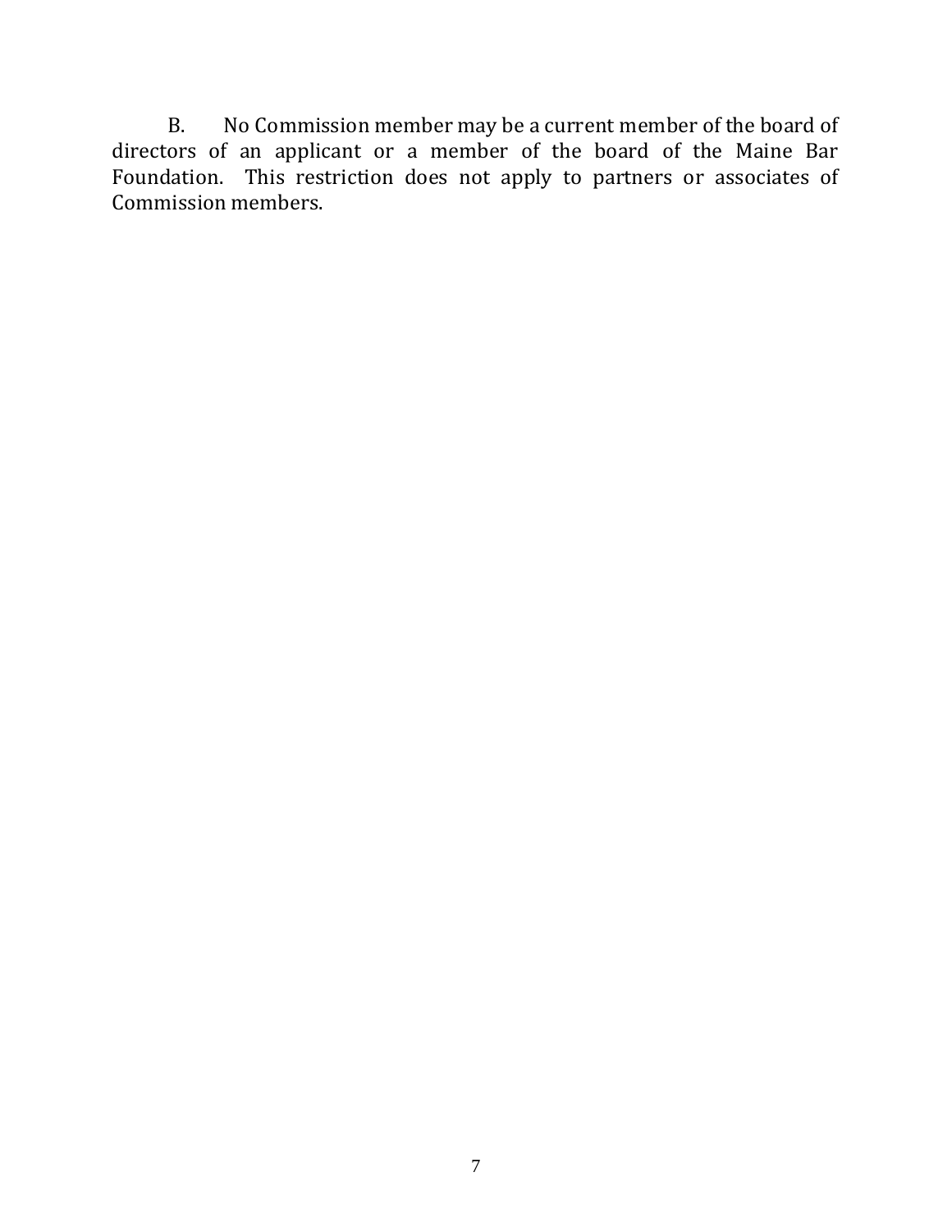B. No Commission member may be a current member of the board of directors of an applicant or a member of the board of the Maine Bar Foundation. This restriction does not apply to partners or associates of Commission members.